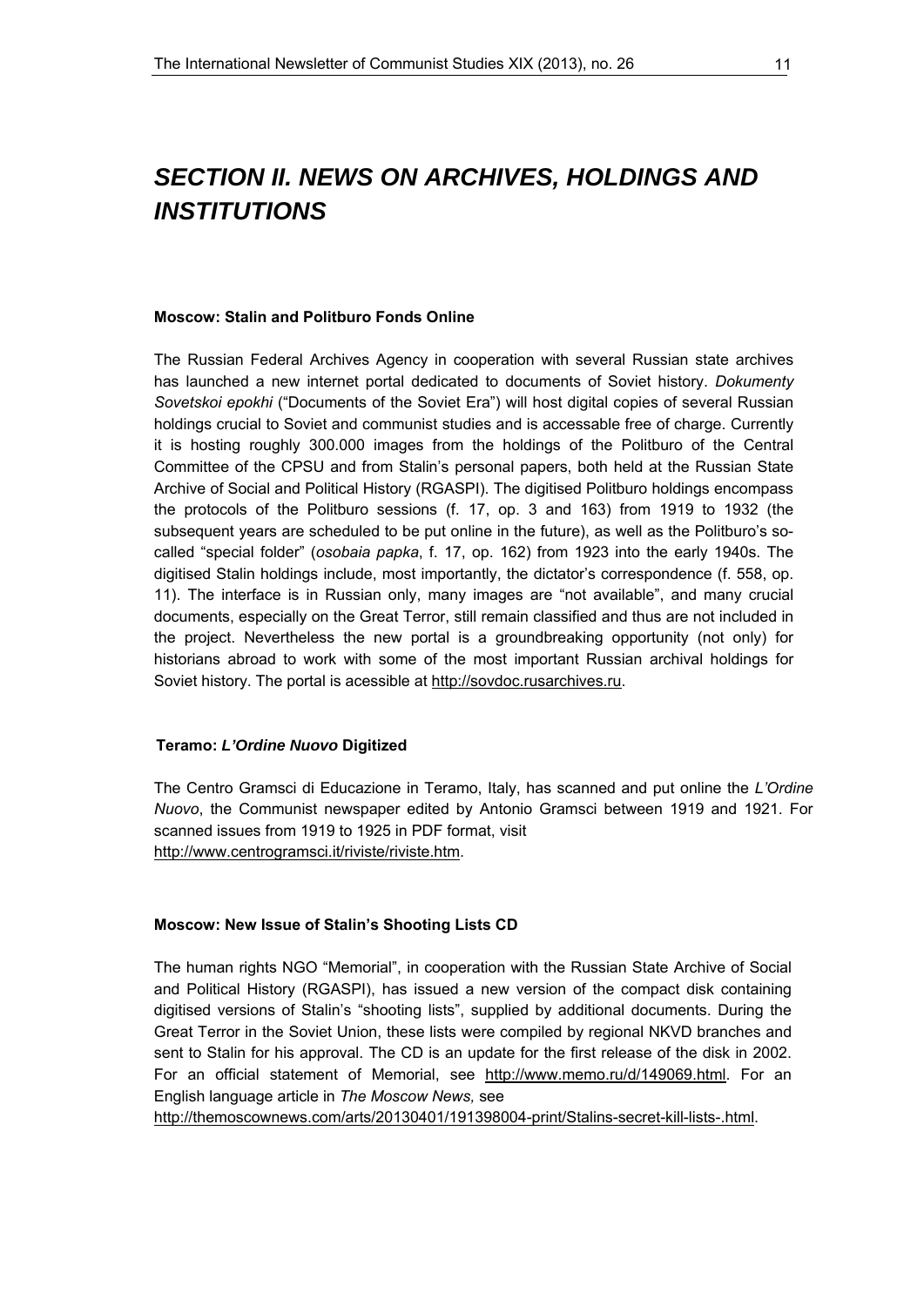# *SECTION II. NEWS ON ARCHIVES, HOLDINGS AND INSTITUTIONS*

### Moscow: Stalin and Politburo Fonds Online

The Russian Federal Archives Agency in cooperation with several Russian state archives has launched a new internet portal dedicated to documents of Soviet history. *Dokumenty Sovetskoi epokhi* ("Documents of the Soviet Era") will host digital copies of several Russian holdings crucial to Soviet and communist studies and is accessable free of charge. Currently it is hosting roughly 300.000 images from the holdings of the Politburo of the Central Committee of the CPSU and from Stalin's personal papers, both held at the Russian State Archive of Social and Political History (RGASPI). The digitised Politburo holdings encompass the protocols of the Politburo sessions (f. 17, op. 3 and 163) from 1919 to 1932 (the subsequent years are scheduled to be put online in the future), as well as the Politburo's so-called "special folder" (*osobaia papka*, f. 17, op. 162) from 1923 into the early 1940s. The digitised Stalin holdings include, most importantly, the dictator's correspondence (f. 558, op. 11). The interface is in Russian only, many images are "not available", and many crucial documents, especially on the Great Terror, still remain classified and thus are not included in the project. Nevertheless the new portal is a groundbreaking opportunity (not only) for historians abroad to work with some of the most important Russian archival holdings for Soviet history. The portal is acessible at http://sovdoc.rusarchives.ru.

### Teramo: *L'Ordine Nuovo* Digitized

The Centro Gramsci di Educazione in Teramo, Italy, has scanned and put online the *L'Ordine Nuovo*, the Communist newspaper edited by Antonio Gramsci between 1919 and 1921. For scanned issues from 1919 to 1925 in PDF format, visit http://www.centrogramsci.it/riviste/riviste.htm.

### Moscow: New Issue of Stalin's Shooting Lists CD

The human rights NGO "Memorial", in cooperation with the Russian State Archive of Social and Political History (RGASPI), has issued a new version of the compact disk containing digitised versions of Stalin's "shooting lists", supplied by additional documents. During the Great Terror in the Soviet Union, these lists were compiled by regional NKVD branches and sent to Stalin for his approval. The CD is an update for the first release of the disk in 2002. For an official statement of Memorial, see http://www.memo.ru/d/149069.html. For an English language article in *The Moscow News,* see http://themoscownews.com/arts/20130401/191398004-print/Stalins-secret-kill-lists-.html.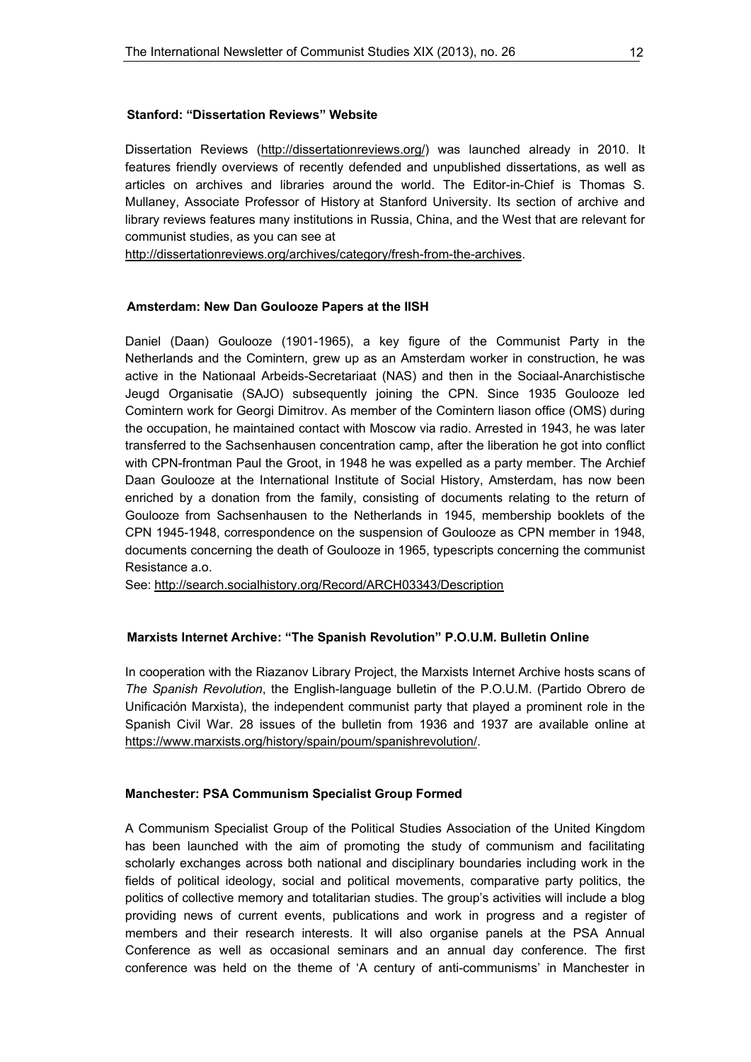### Stanford: "Dissertation Reviews" Website

Dissertation Reviews (http://dissertationreviews.org/) was launched already in 2010. It features friendly overviews of recently defended and unpublished dissertations, as well as articles on archives and libraries around the world. The Editor-in-Chief is Thomas S. Mullaney, Associate Professor of History at Stanford University. Its section of archive and library reviews features many institutions in Russia, China, and the West that are relevant for communist studies, as you can see at http://dissertationreviews.org/archives/category/fresh-from-the-archives.

### Amsterdam: New Dan Goulooze Papers at the IISH

Daniel (Daan) Goulooze (1901-1965), a key figure of the Communist Party in the Netherlands and the Comintern, grew up as an Amsterdam worker in construction, he was active in the Nationaal Arbeids-Secretariaat (NAS) and then in the Sociaal-Anarchistische Jeugd Organisatie (SAJO) subsequently joining the CPN. Since 1935 Goulooze led Comintern work for Georgi Dimitrov. As member of the Comintern liason office (OMS) during the occupation, he maintained contact with Moscow via radio. Arrested in 1943, he was later transferred to the Sachsenhausen concentration camp, after the liberation he got into conflict with CPN-frontman Paul the Groot, in 1948 he was expelled as a party member. The Archief Daan Goulooze at the International Institute of Social History, Amsterdam, has now been enriched by a donation from the family, consisting of documents relating to the return of Goulooze from Sachsenhausen to the Netherlands in 1945, membership booklets of the CPN 1945-1948, correspondence on the suspension of Goulooze as CPN member in 1948, documents concerning the death of Goulooze in 1965, typescripts concerning the communist Resistance a.o.

See: http://search.socialhistory.org/Record/ARCH03343/Description

### Marxists Internet Archive: "The Spanish Revolution" P.O.U.M. Bulletin Online

In cooperation with the Riazanov Library Project, the Marxists Internet Archive hosts scans of *The Spanish Revolution*, the English-language bulletin of the P.O.U.M. (Partido Obrero de Unificación Marxista), the independent communist party that played a prominent role in the Spanish Civil War. 28 issues of the bulletin from 1936 and 1937 are available online at https://www.marxists.org/history/spain/poum/spanishrevolution/.

### Manchester: PSA Communism Specialist Group Formed

A Communism Specialist Group of the Political Studies Association of the United Kingdom has been launched with the aim of promoting the study of communism and facilitating scholarly exchanges across both national and disciplinary boundaries including work in the fields of political ideology, social and political movements, comparative party politics, the politics of collective memory and totalitarian studies. The group's activities will include a blog providing news of current events, publications and work in progress and a register of members and their research interests. It will also organise panels at the PSA Annual Conference as well as occasional seminars and an annual day conference. The first conference was held on the theme of 'A century of anti-communisms' in Manchester in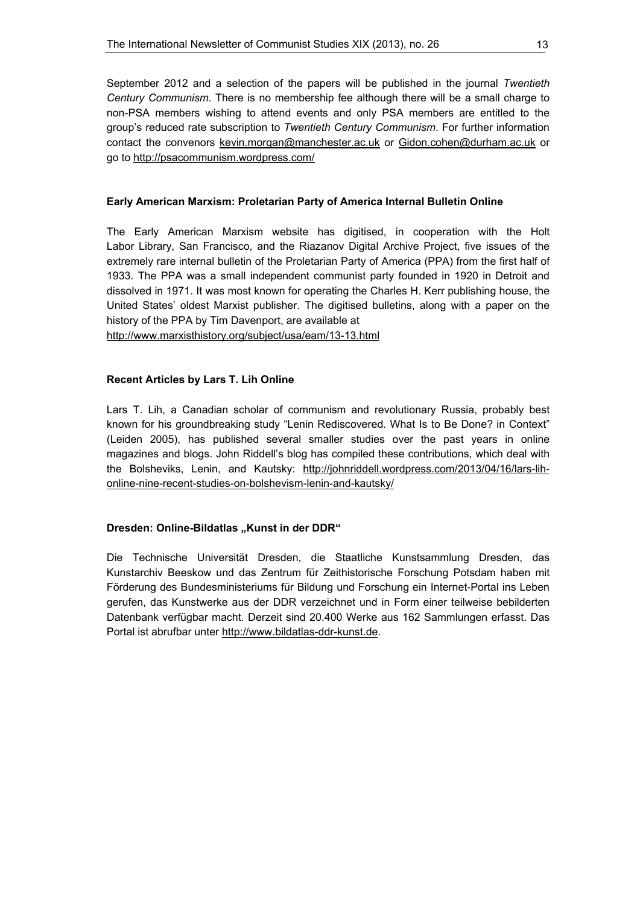September 2012 and a selection of the papers will be published in the journal *Twentieth Century Communism*. There is no membership fee although there will be a small charge to non-PSA members wishing to attend events and only PSA members are entitled to the group's reduced rate subscription to *Twentieth Century Communism*. For further information contact the convenors kevin.morgan@manchester.ac.uk or Gidon.cohen@durham.ac.uk or go to http://psacommunism.wordpress.com/

**Early American Marxism: Proletarian Party of America Internal Bulletin Online**

The Early American Marxism website has digitised, in cooperation with the Holt Labor Library, San Francisco, and the Riazanov Digital Archive Project, five issues of the extremely rare internal bulletin of the Proletarian Party of America (PPA) from the first half of 1933. The PPA was a small independent communist party founded in 1920 in Detroit and dissolved in 1971. It was most known for operating the Charles H. Kerr publishing house, the United States' oldest Marxist publisher. The digitised bulletins, along with a paper on the history of the PPA by Tim Davenport, are available at
http://www.marxisthistory.org/subject/usa/eam/13-13.html

**Recent Articles by Lars T. Lih Online**

Lars T. Lih, a Canadian scholar of communism and revolutionary Russia, probably best known for his groundbreaking study "Lenin Rediscovered. What Is to Be Done? in Context" (Leiden 2005), has published several smaller studies over the past years in online magazines and blogs. John Riddell's blog has compiled these contributions, which deal with the Bolsheviks, Lenin, and Kautsky: http://johnriddell.wordpress.com/2013/04/16/lars-lih-online-nine-recent-studies-on-bolshevism-lenin-and-kautsky/

**Dresden: Online-Bildatlas „Kunst in der DDR"**

Die Technische Universität Dresden, die Staatliche Kunstsammlung Dresden, das Kunstarchiv Beeskow und das Zentrum für Zeithistorische Forschung Potsdam haben mit Förderung des Bundesministeriums für Bildung und Forschung ein Internet-Portal ins Leben gerufen, das Kunstwerke aus der DDR verzeichnet und in Form einer teilweise bebilderten Datenbank verfügbar macht. Derzeit sind 20.400 Werke aus 162 Sammlungen erfasst. Das Portal ist abrufbar unter http://www.bildatlas-ddr-kunst.de.